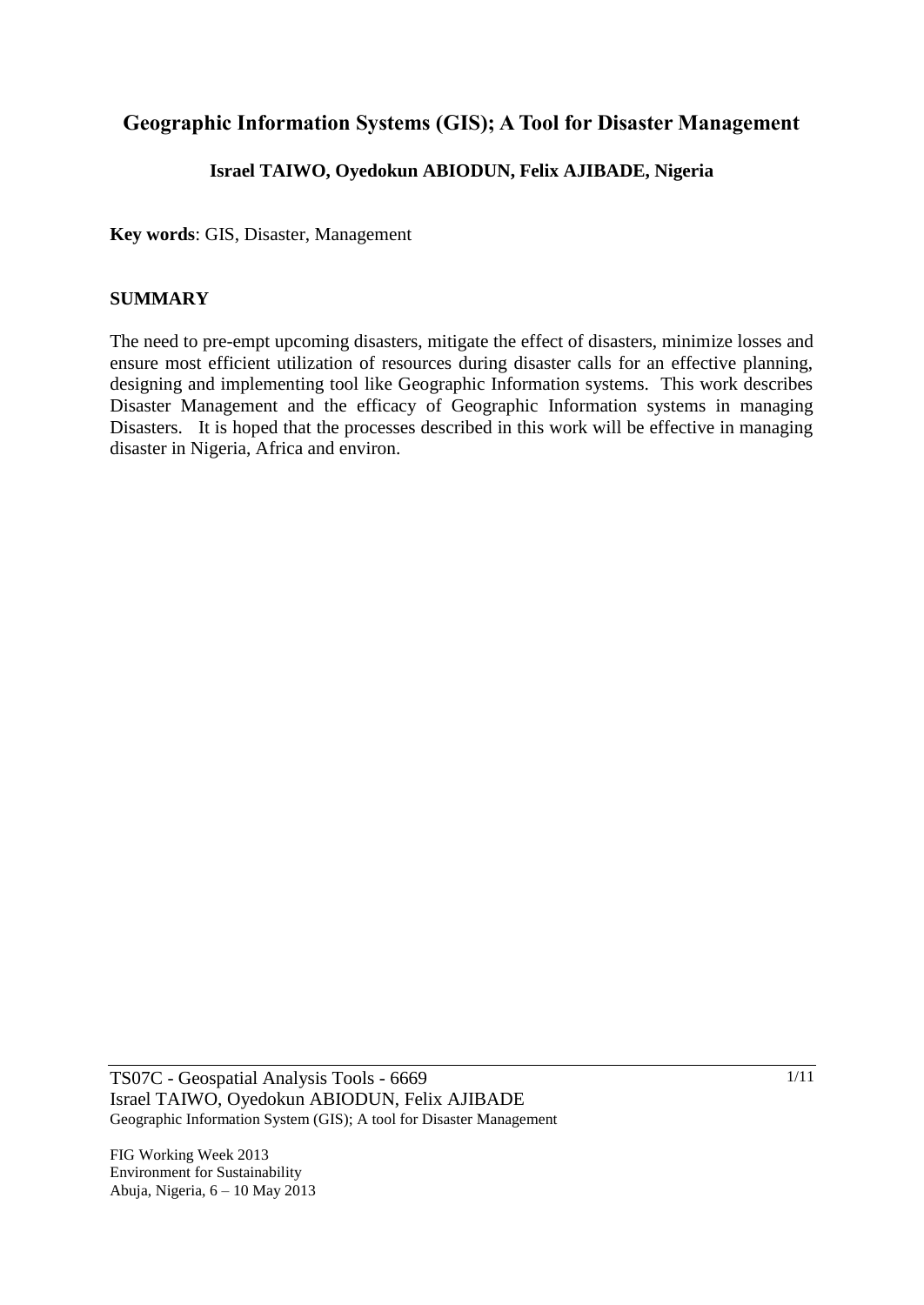# Geographic Information Systems (GIS); A Tool for Disaster Management

**Israel TAIWO, Oyedokun ABIODUN, Felix AJIBADE, Nigeria**

**Key words**: GIS, Disaster, Management

## SUMMARY

The need to pre-empt upcoming disasters, mitigate the effect of disasters, minimize losses and ensure most efficient utilization of resources during disaster calls for an effective planning, designing and implementing tool like Geographic Information systems. This work describes Disaster Management and the efficacy of Geographic Information systems in managing Disasters. It is hoped that the processes described in this work will be effective in managing disaster in Nigeria, Africa and environ.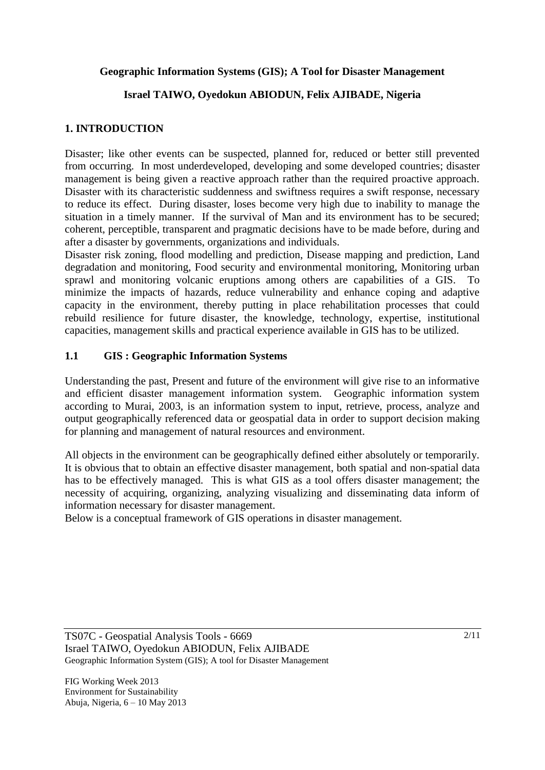**Geographic Information Systems (GIS); A Tool for Disaster Management**

**Israel TAIWO, Oyedokun ABIODUN, Felix AJIBADE, Nigeria**

## 1. INTRODUCTION

Disaster; like other events can be suspected, planned for, reduced or better still prevented from occurring. In most underdeveloped, developing and some developed countries; disaster management is being given a reactive approach rather than the required proactive approach. Disaster with its characteristic suddenness and swiftness requires a swift response, necessary to reduce its effect. During disaster, loses become very high due to inability to manage the situation in a timely manner. If the survival of Man and its environment has to be secured; coherent, perceptible, transparent and pragmatic decisions have to be made before, during and after a disaster by governments, organizations and individuals.

Disaster risk zoning, flood modelling and prediction, Disease mapping and prediction, Land degradation and monitoring, Food security and environmental monitoring, Monitoring urban sprawl and monitoring volcanic eruptions among others are capabilities of a GIS. To minimize the impacts of hazards, reduce vulnerability and enhance coping and adaptive capacity in the environment, thereby putting in place rehabilitation processes that could rebuild resilience for future disaster, the knowledge, technology, expertise, institutional capacities, management skills and practical experience available in GIS has to be utilized.

### 1.1 GIS : Geographic Information Systems

Understanding the past, Present and future of the environment will give rise to an informative and efficient disaster management information system. Geographic information system according to Murai, 2003, is an information system to input, retrieve, process, analyze and output geographically referenced data or geospatial data in order to support decision making for planning and management of natural resources and environment.

All objects in the environment can be geographically defined either absolutely or temporarily. It is obvious that to obtain an effective disaster management, both spatial and non-spatial data has to be effectively managed. This is what GIS as a tool offers disaster management; the necessity of acquiring, organizing, analyzing visualizing and disseminating data inform of information necessary for disaster management.

Below is a conceptual framework of GIS operations in disaster management.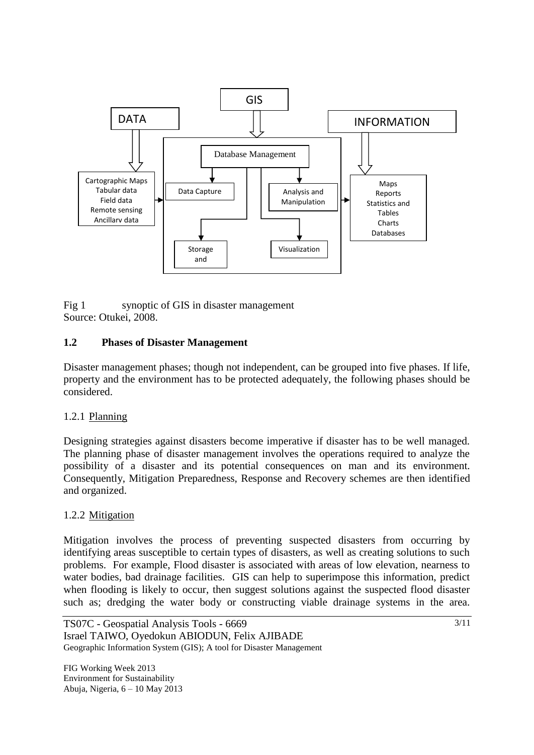Fig 1 synoptic of GIS in disaster management
Source: Otukei, 2008.

### 1.2 Phases of Disaster Management

Disaster management phases; though not independent, can be grouped into five phases. If life, property and the environment has to be protected adequately, the following phases should be considered.

#### 1.2.1 Planning

Designing strategies against disasters become imperative if disaster has to be well managed. The planning phase of disaster management involves the operations required to analyze the possibility of a disaster and its potential consequences on man and its environment. Consequently, Mitigation Preparedness, Response and Recovery schemes are then identified and organized.

#### 1.2.2 Mitigation

Mitigation involves the process of preventing suspected disasters from occurring by identifying areas susceptible to certain types of disasters, as well as creating solutions to such problems. For example, Flood disaster is associated with areas of low elevation, nearness to water bodies, bad drainage facilities. GIS can help to superimpose this information, predict when flooding is likely to occur, then suggest solutions against the suspected flood disaster such as; dredging the water body or constructing viable drainage systems in the area.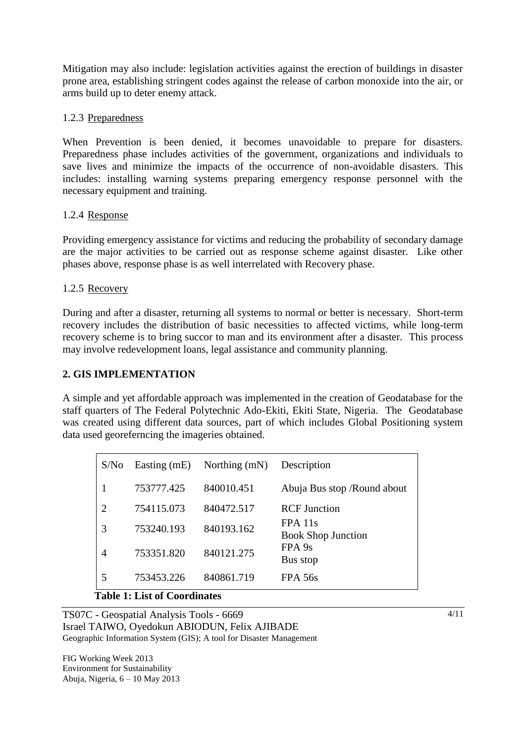Mitigation may also include: legislation activities against the erection of buildings in disaster prone area, establishing stringent codes against the release of carbon monoxide into the air, or arms build up to deter enemy attack.

### 1.2.3 Preparedness

When Prevention is been denied, it becomes unavoidable to prepare for disasters. Preparedness phase includes activities of the government, organizations and individuals to save lives and minimize the impacts of the occurrence of non-avoidable disasters. This includes: installing warning systems preparing emergency response personnel with the necessary equipment and training.

### 1.2.4 Response

Providing emergency assistance for victims and reducing the probability of secondary damage are the major activities to be carried out as response scheme against disaster. Like other phases above, response phase is as well interrelated with Recovery phase.

### 1.2.5 Recovery

During and after a disaster, returning all systems to normal or better is necessary. Short-term recovery includes the distribution of basic necessities to affected victims, while long-term recovery scheme is to bring succor to man and its environment after a disaster. This process may involve redevelopment loans, legal assistance and community planning.

## 2. GIS IMPLEMENTATION

A simple and yet affordable approach was implemented in the creation of Geodatabase for the staff quarters of The Federal Polytechnic Ado-Ekiti, Ekiti State, Nigeria. The Geodatabase was created using different data sources, part of which includes Global Positioning system data used georeferncing the imageries obtained.

| S/No | Easting (mE) | Northing (mN) | Description |
|---|---|---|---|
| 1 | 753777.425 | 840010.451 | Abuja Bus stop /Round about |
| 2 | 754115.073 | 840472.517 | RCF Junction |
| 3 | 753240.193 | 840193.162 | FPA 11s Book Shop Junction |
| 4 | 753351.820 | 840121.275 | FPA 9s Bus stop |
| 5 | 753453.226 | 840861.719 | FPA 56s |

**Table 1: List of Coordinates**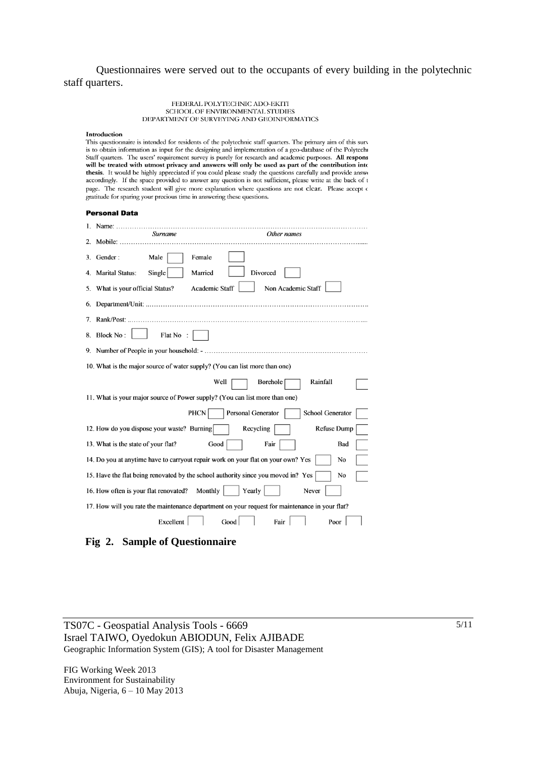Questionnaires were served out to the occupants of every building in the polytechnic staff quarters.

FEDERAL POLYTECHNIC ADO-EKITI
SCHOOL OF ENVIRONMENTAL STUDIES
DEPARTMENT OF SURVEYING AND GEOINFORMATICS

**Introduction**

This questionnaire is intended for residents of the polytechnic staff quarters. The primary aim of this surv is to obtain information as input for the designing and implementation of a geo-database of the Polytechi Staff quarters. The users' requirement survey is purely for research and academic purposes. **All respons will be treated with utmost privacy and answers will only be used as part of the contribution into thesis.** It would be highly appreciated if you could please study the questions carefully and provide answ accordingly. If the space provided to answer any question is not sufficient, please write at the back of t page. The research student will give more explanation where questions are not clear. Please accept c gratitude for sparing your precious time in answering these questions.

**Personal Data**

1. Name: ……………………………………………………………………………………………
   *Surname* *Other names*
2. Mobile: ……………………………………………………………………………………………
3. Gender : Male ☐ Female ☐
4. Marital Status: Single ☐ Married ☐ Divorced ☐
5. What is your official Status? Academic Staff ☐ Non Academic Staff ☐
6. Department/Unit: ……………………………………………………………………………………
7. Rank/Post: …………………………………………………………………………………………
8. Block No : ☐ Flat No : ☐
9. Number of People in your household: - ………………………………………………………………
10. What is the major source of water supply? (You can list more than one)
    Well ☐ Borehole ☐ Rainfall ☐
11. What is your major source of Power supply? (You can list more than one)
    PHCN ☐ Personal Generator ☐ School Generator ☐
12. How do you dispose your waste? Burning ☐ Recycling ☐ Refuse Dump ☐
13. What is the state of your flat? Good ☐ Fair ☐ Bad ☐
14. Do you at anytime have to carryout repair work on your flat on your own? Yes ☐ No ☐
15. Have the flat being renovated by the school authority since you moved in? Yes ☐ No ☐
16. How often is your flat renovated? Monthly ☐ Yearly ☐ Never ☐
17. How will you rate the maintenance department on your request for maintenance in your flat?
    Excellent ☐ Good ☐ Fair ☐ Poor ☐

**Fig 2. Sample of Questionnaire**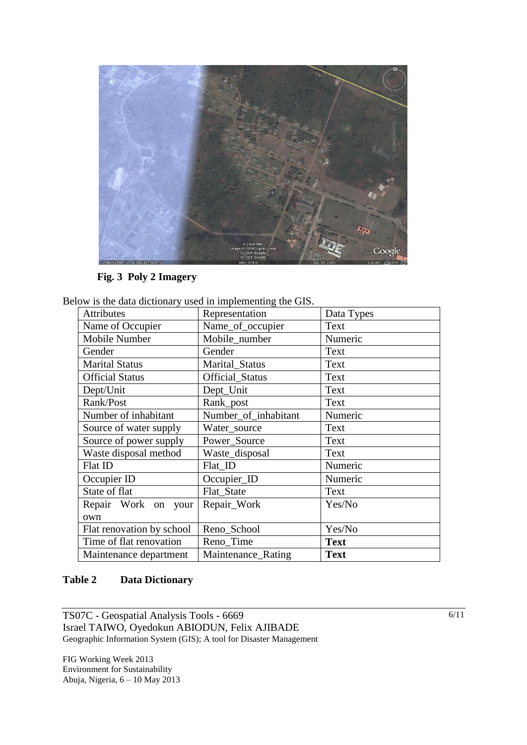**Fig. 3 Poly 2 Imagery**

Below is the data dictionary used in implementing the GIS.

| Attributes | Representation | Data Types |
|---|---|---|
| Name of Occupier | Name_of_occupier | Text |
| Mobile Number | Mobile_number | Numeric |
| Gender | Gender | Text |
| Marital Status | Marital_Status | Text |
| Official Status | Official_Status | Text |
| Dept/Unit | Dept_Unit | Text |
| Rank/Post | Rank_post | Text |
| Number of inhabitant | Number_of_inhabitant | Numeric |
| Source of water supply | Water_source | Text |
| Source of power supply | Power_Source | Text |
| Waste disposal method | Waste_disposal | Text |
| Flat ID | Flat_ID | Numeric |
| Occupier ID | Occupier_ID | Numeric |
| State of flat | Flat_State | Text |
| Repair Work on your own | Repair_Work | Yes/No |
| Flat renovation by school | Reno_School | Yes/No |
| Time of flat renovation | Reno_Time | **Text** |
| Maintenance department | Maintenance_Rating | **Text** |

**Table 2 Data Dictionary**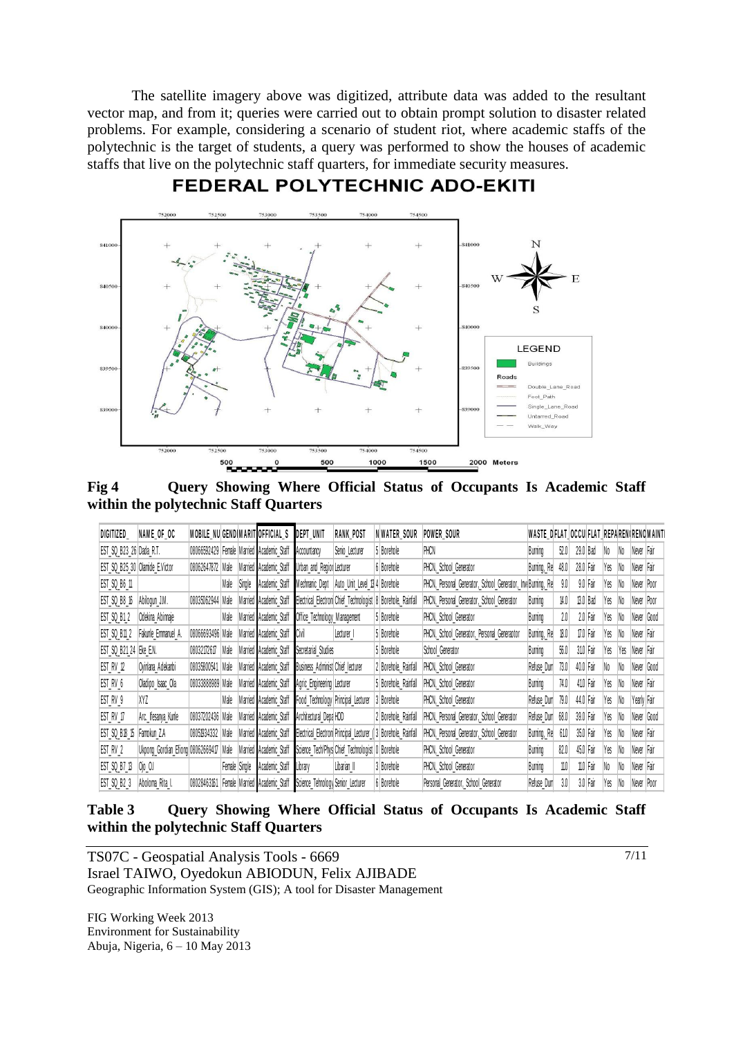The satellite imagery above was digitized, attribute data was added to the resultant vector map, and from it; queries were carried out to obtain prompt solution to disaster related problems. For example, considering a scenario of student riot, where academic staffs of the polytechnic is the target of students, a query was performed to show the houses of academic staffs that live on the polytechnic staff quarters, for immediate security measures.

**Fig 4 Query Showing Where Official Status of Occupants Is Academic Staff within the polytechnic Staff Quarters**

| DIGITIZED_ | NAME_OF_OC | MOBILE_NU | GENDI | MARIT | OFFICIAL_S | DEPT_UNIT | RANK_POST | N | WATER_SOUR | POWER_SOUR | WASTE_D | FLAT_ | OCCU | FLAT | REPA | RENI | RENO | MAINT |
|---|---|---|---|---|---|---|---|---|---|---|---|---|---|---|---|---|---|---|
| EST_SQ_B23_26 | Dada_R.T. | 08066592429 | Female | Married | Academic_Staff | Accountancy | Senio_Lecturer | 5 | Borehole | PHCN | Burning | 52.0 | 29.0 | Bad | No | No | Never | Fair |
| EST_SQ_B25_30 | Olamide_E.Victor | 08062647872 | Male | Married | Academic_Staff | Urban_and_Region | Lecturer | 6 | Borehole | PHCN,_School_Generator | Burning,_Re | 48.0 | 28.0 | Fair | Yes | No | Never | Fair |
| EST_SQ_B6_11 | | | Male | Single | Academic_Staff | Mechanic_Dept | Auto_Unit_Level_13 | 4 | Borehole | PHCN,_Personal_Generator,_School_Generator,_Inve | Burning,_Re | 9.0 | 9.0 | Fair | Yes | No | Never | Poor |
| EST_SQ_B8_16 | Abilogun_J.M. | 08035062944 | Male | Married | Academic_Staff | Electrical_Electroni | Chief_Technologist | 8 | Borehole,_Rainfall | PHCN,_Personal_Generator,_School_Generator | Burning | 14.0 | 13.0 | Bad | Yes | No | Never | Poor |
| EST_SQ_B1_2 | Odekina_Abimaje | | Male | Married | Academic_Staff | Office_Technology_Management | | 5 | Borehole | PHCN,_School_Generator | Burning | 2.0 | 2.0 | Fair | Yes | No | Never | Good |
| EST_SQ_B11_2 | Fakunle_Emmanuel_A. | 08066693496 | Male | Married | Academic_Staff | Civil | Lecturer_I | 5 | Borehole | PHCN,_School_Generator,_Personal_Generator | Burning,_Re | 18.0 | 17.0 | Fair | Yes | No | Never | Fair |
| EST_SQ_B21_24 | Eke_E.N. | 08032172617 | Male | Married | Academic_Staff | Secretarial_Studies | | 5 | Borehole | School_Generator | Burning | 56.0 | 31.0 | Fair | Yes | Yes | Never | Fair |
| EST_RV_12 | Oyinlana_Adekanbi | 08035800541 | Male | Married | Academic_Staff | Business_Administ | Chief_lecturer | 2 | Borehole,_Rainfall | PHCN,_School_Generator | Refuse_Dum | 73.0 | 40.0 | Fair | No | No | Never | Good |
| EST_RV_6 | Oladipo_Isaac_Ola | 08033888989 | Male | Married | Academic_Staff | Agric_Engineering | Lecturer | 5 | Borehole,_Rainfall | PHCN,_School_Generator | Burning | 74.0 | 41.0 | Fair | Yes | No | Never | Fair |
| EST_RV_9 | XYZ | | Male | Married | Academic_Staff | Food_Technology | Principal_Lecturer | 3 | Borehole | PHCN,_School_Generator | Refuse_Dum | 79.0 | 44.0 | Fair | Yes | No | Yearly | Fair |
| EST_RV_17 | Arc._Ifesanya_Kunle | 08037202436 | Male | Married | Academic_Staff | Architectural_Dept | HOD | 2 | Borehole,_Rainfall | PHCN,_Personal_Generator,_School_Generator | Refuse_Dum | 68.0 | 39.0 | Fair | Yes | No | Never | Good |
| EST_SQ_B18_15 | Famokun_Z.A | 08051834332 | Male | Married | Academic_Staff | Electrical_Electroni | Principal_Lecturer_( | 3 | Borehole,_Rainfall | PHCN,_Personal_Generator,_School_Generator | Burning,_Re | 61.0 | 35.0 | Fair | Yes | No | Never | Fair |
| EST_RV_2 | Ukpong_Gordian_Eliong | 08062669417 | Male | Married | Academic_Staff | Science_Tech/Phys | Chief_Technologist | 0 | Borehole | PHCN,_School_Generator | Burning | 82.0 | 45.0 | Fair | Yes | No | Never | Fair |
| EST_SQ_B7_13 | Ojo_O.I | | Female | Single | Academic_Staff | Library | Librarian_II | 3 | Borehole | PHCN,_School_Generator | Burning | 11.0 | 11.0 | Fair | No | No | Never | Fair |
| EST_SQ_B2_3 | Aboloma_Rita_I. | 08028463161 | Female | Married | Academic_Staff | Science_Tehnology | Senior_Lecturer | 6 | Borehole | Personal_Generator,_School_Generator | Refuse_Dum | 3.0 | 3.0 | Fair | Yes | No | Never | Poor |

**Table 3 Query Showing Where Official Status of Occupants Is Academic Staff within the polytechnic Staff Quarters**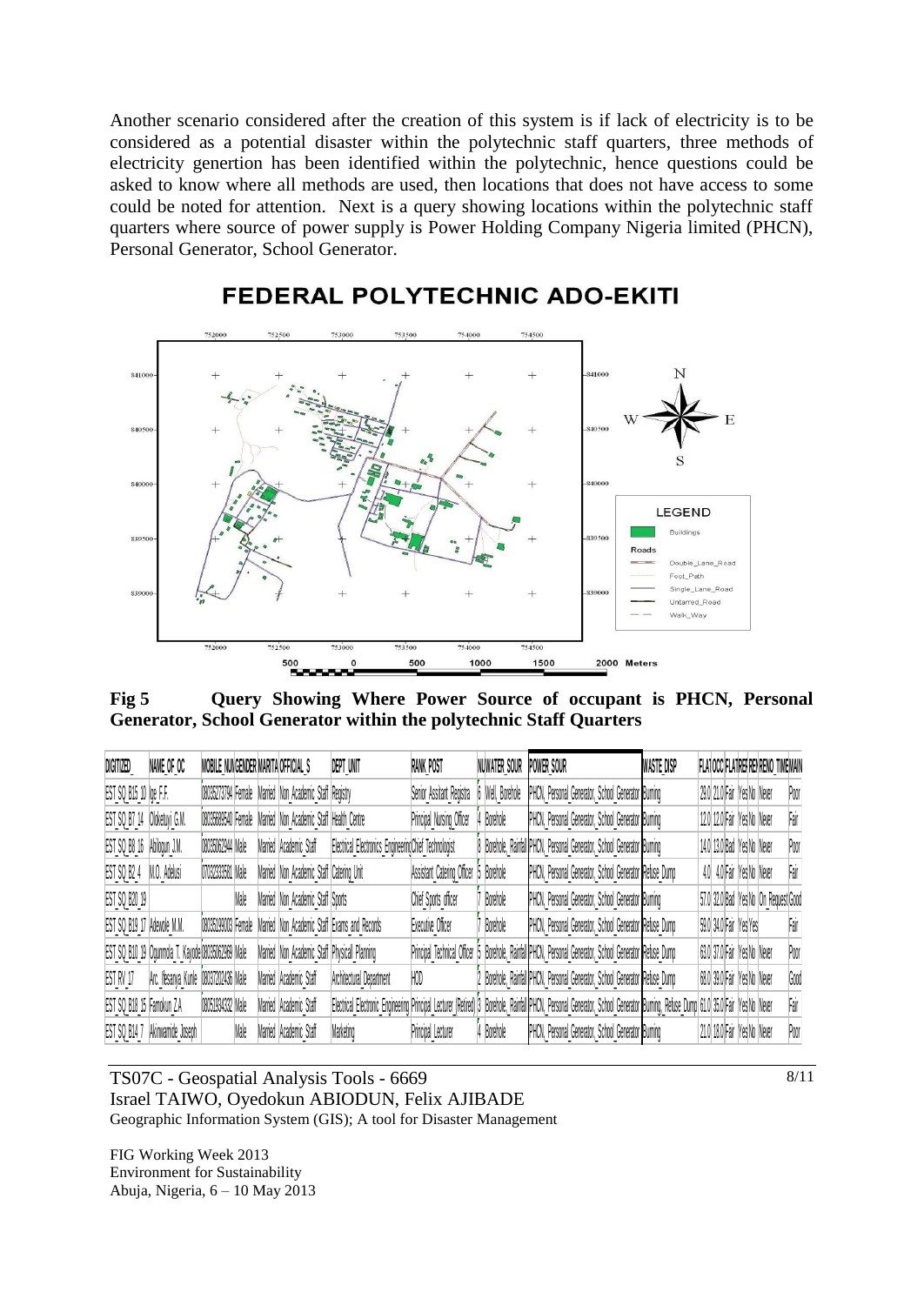Another scenario considered after the creation of this system is if lack of electricity is to be considered as a potential disaster within the polytechnic staff quarters, three methods of electricity genertion has been identified within the polytechnic, hence questions could be asked to know where all methods are used, then locations that does not have access to some could be noted for attention. Next is a query showing locations within the polytechnic staff quarters where source of power supply is Power Holding Company Nigeria limited (PHCN), Personal Generator, School Generator.

**Fig 5 Query Showing Where Power Source of occupant is PHCN, Personal Generator, School Generator within the polytechnic Staff Quarters**

| DIGITIZED_ | NAME_OF_OC | MOBILE_NUM | GENDER | MARITA | OFFICIAL_S | DEPT_UNIT | RANK_POST | NUM | WATER_SOUR | POWER_SOUR | WASTE_DISP | FLAT | OCC | FLATRE | FREI | RENO | TIME | MAIN |
|---|---|---|---|---|---|---|---|---|---|---|---|---|---|---|---|---|---|---|
| EST_SQ_B15_10 | Ige F.F. | 08035273794 | Female | Married | Non_Academic_Staff | Registry | Senior_Assitant_Registra | 6 | Well, Borehole | PHCN, Personal_Generator, School_Generator | Burning | 29.0 | 21.0 | Fair | Yes | No | Never | Poor |
| EST_SQ_B7_14 | Oloketuyi G.M. | 08035689540 | Female | Married | Non_Academic_Staff | Health_Centre | Principal_Nursing_Officer | 4 | Borehole | PHCN, Personal_Generator, School_Generator | Burning | 12.0 | 12.0 | Fair | Yes | No | Never | Fair |
| EST_SQ_B8_16 | Abilogun J.M. | 08035062944 | Male | Married | Academic_Staff | Electrical_Electronics_Engineering | Chief_Technologist | 8 | Borehole, Rainfall | PHCN, Personal_Generator, School_Generator | Burning | 14.0 | 13.0 | Bad | Yes | No | Never | Poor |
| EST_SQ_B2_4 | M.O. Adelusi | 07032333581 | Male | Married | Non_Academic_Staff | Catering_Unit | Assistant_Catering_Officer | 5 | Borehole | PHCN, Personal_Generator, School_Generator | Refuse_Dump | 4.0 | 4.0 | Fair | Yes | No | Never | Fair |
| EST_SQ_B20_19 | | | Male | Married | Non_Academic_Staff | Sports | Chief_Sports_officer | 7 | Borehole | PHCN, Personal_Generator, School_Generator | Burning | 57.0 | 32.0 | Bad | Yes | No | On_Request | Good |
| EST_SQ_B19_17 | Adewole M.M. | 08035198003 | Female | Married | Non_Academic_Staff | Exams_and_Records | Executive_Officer | 7 | Borehole | PHCN, Personal_Generator, School_Generator | Refuse_Dump | 59.0 | 34.0 | Fair | Yes | Yes | | Fair |
| EST_SQ_B10_19 | Ogunmola T. Kayode | 08035062989 | Male | Married | Non_Academic_Staff | Physical_Planning | Principal_Technical_Officer | 5 | Borehole, Rainfall | PHCN, Personal_Generator, School_Generator | Refuse_Dump | 63.0 | 37.0 | Fair | Yes | No | Never | Poor |
| EST_RV_17 | Arc. Ifesanya Kunle | 08037202436 | Male | Married | Academic_Staff | Architectural_Department | HOD | 2 | Borehole, Rainfall | PHCN, Personal_Generator, School_Generator | Refuse_Dump | 68.0 | 39.0 | Fair | Yes | No | Never | Good |
| EST_SQ_B18_15 | Famokun Z.A | 08051934332 | Male | Married | Academic_Staff | Electrical_Electronic_Engineering | Principal_Lecturer_(Retired) | 3 | Borehole, Rainfall | PHCN, Personal_Generator, School_Generator | Burning, Refuse_Dump | 61.0 | 35.0 | Fair | Yes | No | Never | Fair |
| EST_SQ_B14_7 | Akinwamide Joseph | | Male | Married | Academic_Staff | Marketing | Principal_Lecturer | 4 | Borehole | PHCN, Personal_Generator, School_Generator | Burning | 21.0 | 18.0 | Fair | Yes | No | Never | Poor |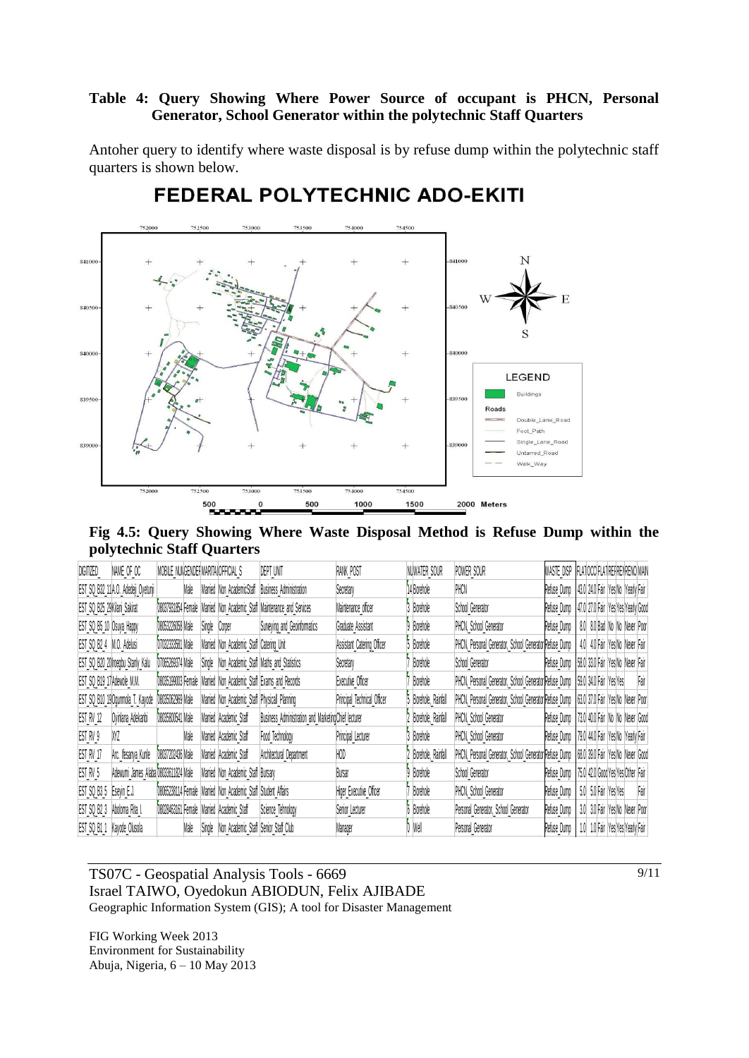**Table 4: Query Showing Where Power Source of occupant is PHCN, Personal Generator, School Generator within the polytechnic Staff Quarters**

Antoher query to identify where waste disposal is by refuse dump within the polytechnic staff quarters is shown below.

**Fig 4.5: Query Showing Where Waste Disposal Method is Refuse Dump within the polytechnic Staff Quarters**

| DIGITIZED_ | NAME_OF_OC | MOBILE_NU | GENDER | MARITAL | OFFICIAL_S | DEPT_UNIT | RANK_POST | NU | WATER_SOUR | POWER_SOUR | WASTE_DISP | FLAT | OCC | FLAT | REF | REN | RENO | MAIN |
|---|---|---|---|---|---|---|---|---|---|---|---|---|---|---|---|---|---|---|
| EST_SQ_B32_11 | A.O. Adetaji_Oyetunji | | Male | Married | Non_AcademicStaff | Business_Administration | Secretary | 14 | Borehole | PHCN | Refuse_Dump | 43.0 | 24.0 | Fair | Yes | No | Yearly | Fair |
| EST_SQ_B25_29 | Kilani_Sakirat | 08037931854 | Female | Married | Non_Academic_Staff | Maintenance_and_Services | Maintenance_officer | 3 | Borehole | School_Generator | Refuse_Dump | 47.0 | 27.0 | Fair | Yes | Yes | Yearly | Good |
| EST_SQ_B5_10 | Osuya_Happy | 08053226058 | Male | Single | Corper | Surveying_and_Geoinformatics | Graduate_Assistant | 9 | Borehole | PHCN_School_Generator | Refuse_Dump | 8.0 | 8.0 | Bad | No | No | Never | Poor |
| EST_SQ_B2_4 | M.O._Adelusi | 07032333581 | Male | Married | Non_Academic_Staff | Catering_Unit | Assistant_Catering_Officer | 5 | Borehole | PHCN_Personal_Generator_School_Generator | Refuse_Dump | 4.0 | 4.0 | Fair | Yes | No | Never | Fair |
| EST_SQ_B20_20 | Ihoegbu_Stanly_Kalu | 07065269374 | Male | Single | Non_Academic_Staff | Maths_and_Statistics | Secretary | 7 | Borehole | School_Generator | Refuse_Dump | 58.0 | 33.0 | Fair | Yes | No | Never | Fair |
| EST_SQ_B19_17 | Adewole_M.M. | 08035199003 | Female | Married | Non_Academic_Staff | Exams_and_Records | Executive_Officer | 7 | Borehole | PHCN_Personal_Generator_School_Generator | Refuse_Dump | 59.0 | 34.0 | Fair | Yes | Yes | | Fair |
| EST_SQ_B10_19 | Ogunmola_T._Kayode | 08035062969 | Male | Married | Non_Academic_Staff | Physical_Planning | Principal_Technical_Officer | 5 | Borehole_Rainfall | PHCN_Personal_Generator_School_Generator | Refuse_Dump | 63.0 | 37.0 | Fair | Yes | No | Never | Poor |
| EST_RV_12 | Oyinlana_Adekanbi | 08035600541 | Male | Married | Academic_Staff | Business_Administration_and_Marketing | Chief_lecturer | 2 | Borehole_Rainfall | PHCN_School_Generator | Refuse_Dump | 73.0 | 40.0 | Fair | No | No | Never | Good |
| EST_RV_9 | XYZ | | Male | Married | Academic_Staff | Food_Technology | Principal_Lecturer | 3 | Borehole | PHCN_School_Generator | Refuse_Dump | 79.0 | 44.0 | Fair | Yes | No | Yearly | Fair |
| EST_RV_17 | Arc._Ifesanya_Kunle | 08037202436 | Male | Married | Academic_Staff | Architectural_Department | HOD | 2 | Borehole_Rainfall | PHCN_Personal_Generator_School_Generator | Refuse_Dump | 68.0 | 39.0 | Fair | Yes | No | Never | Good |
| EST_RV_5 | Adewumi_James_Alaba | 08033611824 | Male | Married | Non_Academic_Staff | Bursary | Bursar | 9 | Borehole | School_Generator | Refuse_Dump | 75.0 | 42.0 | Good | Yes | Yes | Other | Fair |
| EST_SQ_B3_5 | Esejin_E.J. | 08065238114 | Female | Married | Non_Academic_Staff | Student_Affairs | Higer_Executive_Officer | 7 | Borehole | PHCN_School_Generator | Refuse_Dump | 5.0 | 5.0 | Fair | Yes | Yes | | Fair |
| EST_SQ_B2_3 | Abiodoma_Rita_I. | 08028463161 | Female | Married | Academic_Staff | Science_Tehnology | Senior_Lecturer | 6 | Borehole | Personal_Generator_School_Generator | Refuse_Dump | 3.0 | 3.0 | Fair | Yes | No | Never | Poor |
| EST_SQ_B1_1 | Kayode_Olusola | | Male | Single | Non_Academic_Staff | Senior_Staff_Club | Manager | 0 | Well | Personal_Generator | Refuse_Dump | 1.0 | 1.0 | Fair | Yes | Yes | Yearly | Fair |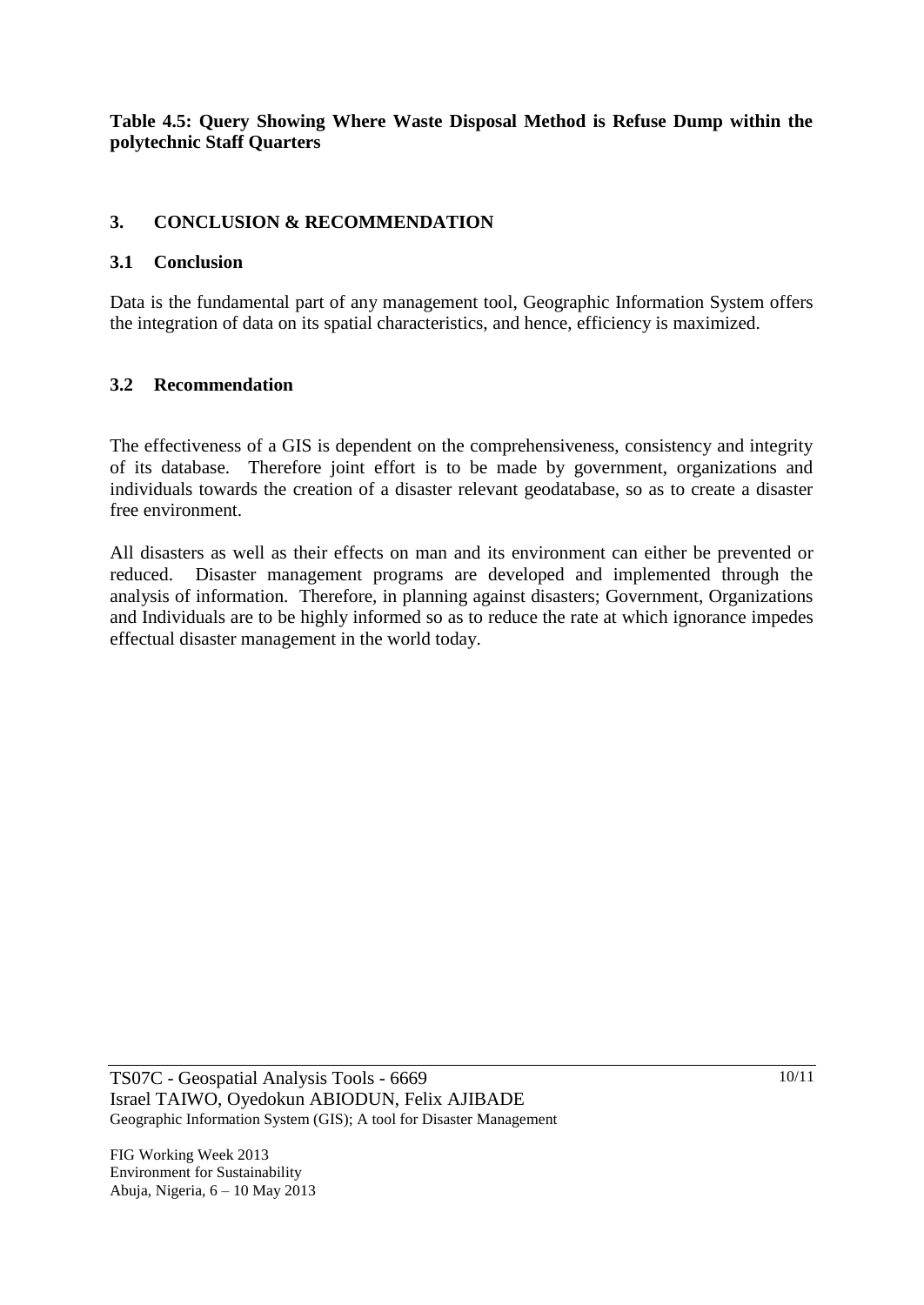**Table 4.5: Query Showing Where Waste Disposal Method is Refuse Dump within the polytechnic Staff Quarters**

## 3. CONCLUSION & RECOMMENDATION

### 3.1 Conclusion

Data is the fundamental part of any management tool, Geographic Information System offers the integration of data on its spatial characteristics, and hence, efficiency is maximized.

### 3.2 Recommendation

The effectiveness of a GIS is dependent on the comprehensiveness, consistency and integrity of its database. Therefore joint effort is to be made by government, organizations and individuals towards the creation of a disaster relevant geodatabase, so as to create a disaster free environment.

All disasters as well as their effects on man and its environment can either be prevented or reduced. Disaster management programs are developed and implemented through the analysis of information. Therefore, in planning against disasters; Government, Organizations and Individuals are to be highly informed so as to reduce the rate at which ignorance impedes effectual disaster management in the world today.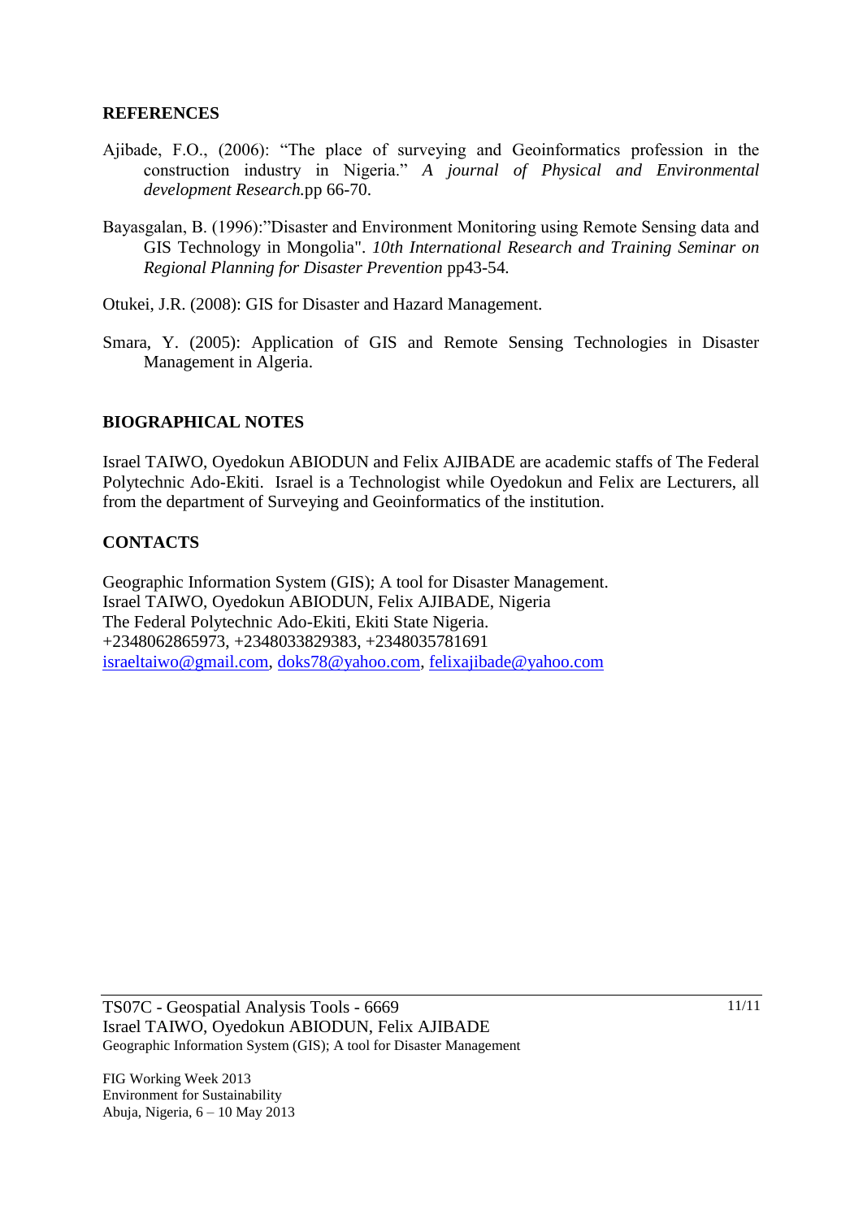## REFERENCES

Ajibade, F.O., (2006): "The place of surveying and Geoinformatics profession in the construction industry in Nigeria." *A journal of Physical and Environmental development Research.*pp 66-70.

Bayasgalan, B. (1996):"Disaster and Environment Monitoring using Remote Sensing data and GIS Technology in Mongolia". *10th International Research and Training Seminar on Regional Planning for Disaster Prevention* pp43-54*.*

Otukei, J.R. (2008): GIS for Disaster and Hazard Management.

Smara, Y. (2005): Application of GIS and Remote Sensing Technologies in Disaster Management in Algeria.

## BIOGRAPHICAL NOTES

Israel TAIWO, Oyedokun ABIODUN and Felix AJIBADE are academic staffs of The Federal Polytechnic Ado-Ekiti. Israel is a Technologist while Oyedokun and Felix are Lecturers, all from the department of Surveying and Geoinformatics of the institution.

## CONTACTS

Geographic Information System (GIS); A tool for Disaster Management.
Israel TAIWO, Oyedokun ABIODUN, Felix AJIBADE, Nigeria
The Federal Polytechnic Ado-Ekiti, Ekiti State Nigeria.
+2348062865973, +2348033829383, +2348035781691
israeltaiwo@gmail.com, doks78@yahoo.com, felixajibade@yahoo.com